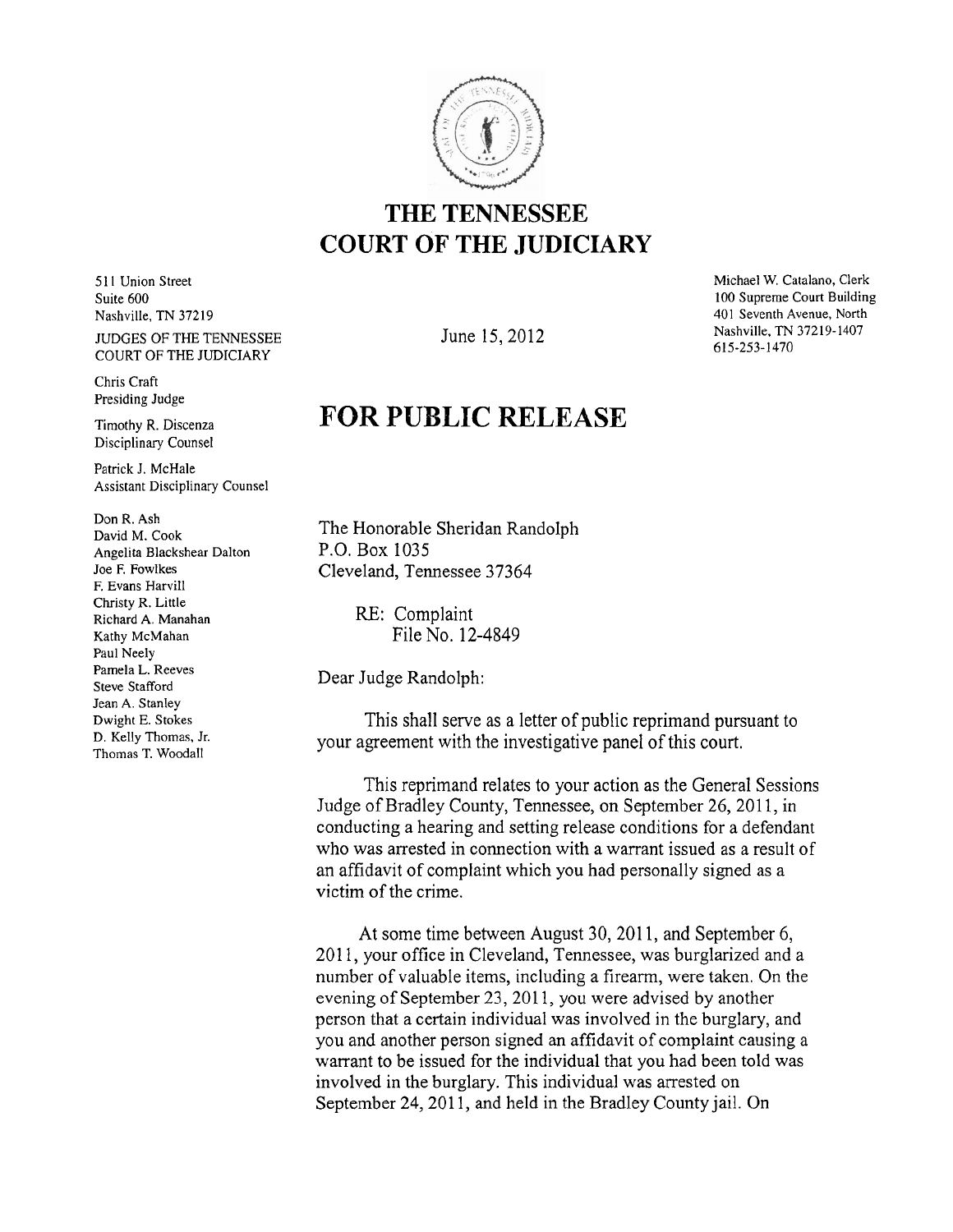# THE TENNESSEE COURT OF THE JUDICIARY

511 Union Street
Suite 600
Nashville, TN 37219

JUDGES OF THE TENNESSEE COURT OF THE JUDICIARY

Chris Craft
Presiding Judge

Timothy R. Discenza
Disciplinary Counsel

Patrick J. McHale
Assistant Disciplinary Counsel

Don R. Ash
David M. Cook
Angelita Blackshear Dalton
Joe F. Fowlkes
F. Evans Harvill
Christy R. Little
Richard A. Manahan
Kathy McMahan
Paul Neely
Pamela L. Reeves
Steve Stafford
Jean A. Stanley
Dwight E. Stokes
D. Kelly Thomas, Jr.
Thomas T. Woodall

Michael W. Catalano, Clerk
100 Supreme Court Building
401 Seventh Avenue, North
Nashville, TN 37219-1407
615-253-1470

June 15, 2012

## FOR PUBLIC RELEASE

The Honorable Sheridan Randolph
P.O. Box 1035
Cleveland, Tennessee 37364

RE: Complaint
File No. 12-4849

Dear Judge Randolph:

This shall serve as a letter of public reprimand pursuant to your agreement with the investigative panel of this court.

This reprimand relates to your action as the General Sessions Judge of Bradley County, Tennessee, on September 26, 2011, in conducting a hearing and setting release conditions for a defendant who was arrested in connection with a warrant issued as a result of an affidavit of complaint which you had personally signed as a victim of the crime.

At some time between August 30, 2011, and September 6, 2011, your office in Cleveland, Tennessee, was burglarized and a number of valuable items, including a firearm, were taken. On the evening of September 23, 2011, you were advised by another person that a certain individual was involved in the burglary, and you and another person signed an affidavit of complaint causing a warrant to be issued for the individual that you had been told was involved in the burglary. This individual was arrested on September 24, 2011, and held in the Bradley County jail. On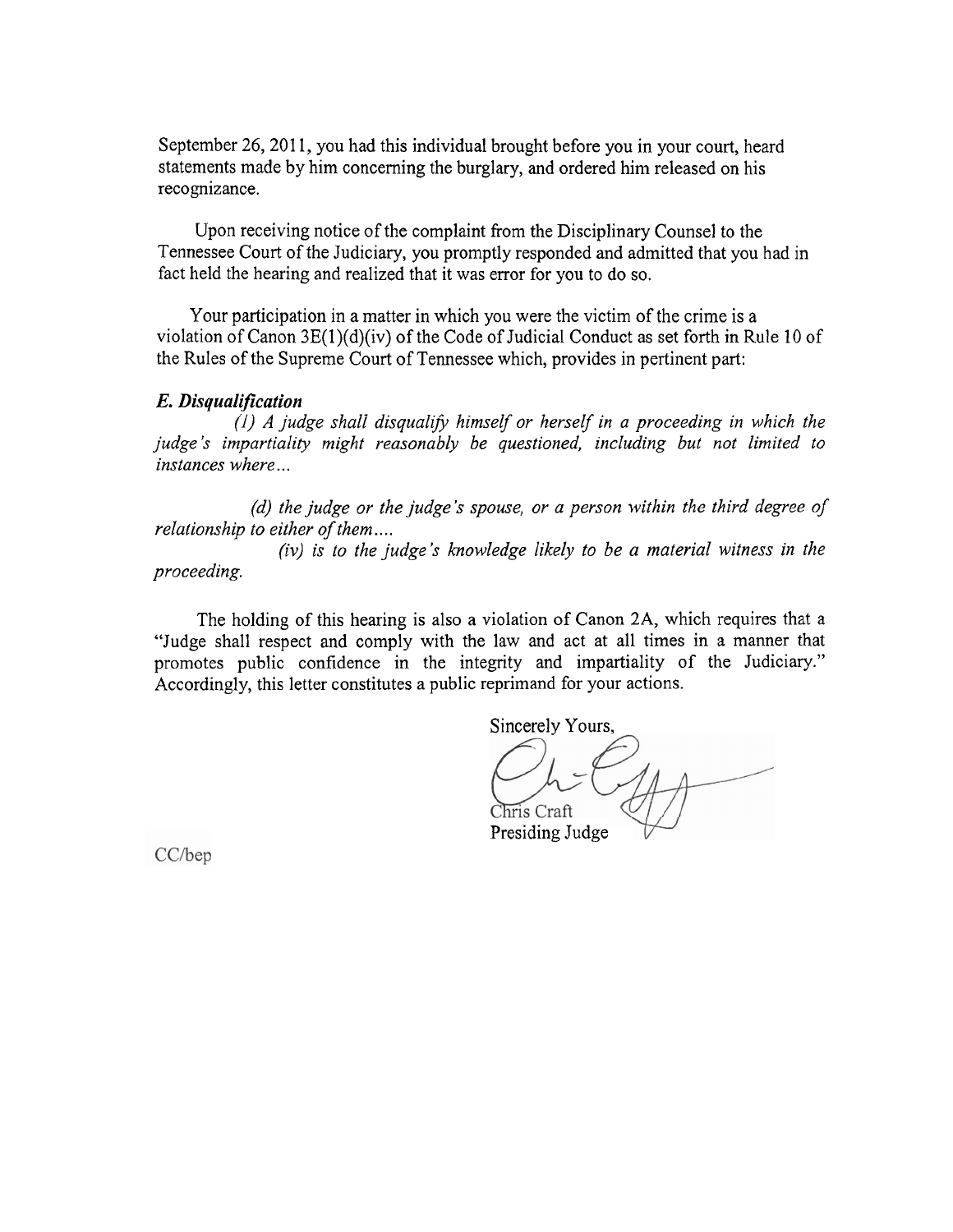September 26, 2011, you had this individual brought before you in your court, heard statements made by him concerning the burglary, and ordered him released on his recognizance.

Upon receiving notice of the complaint from the Disciplinary Counsel to the Tennessee Court of the Judiciary, you promptly responded and admitted that you had in fact held the hearing and realized that it was error for you to do so.

Your participation in a matter in which you were the victim of the crime is a violation of Canon 3E(1)(d)(iv) of the Code of Judicial Conduct as set forth in Rule 10 of the Rules of the Supreme Court of Tennessee which, provides in pertinent part:

***E. Disqualification***

*(1) A judge shall disqualify himself or herself in a proceeding in which the judge's impartiality might reasonably be questioned, including but not limited to instances where...*

*(d) the judge or the judge's spouse, or a person within the third degree of relationship to either of them....*

*(iv) is to the judge's knowledge likely to be a material witness in the proceeding.*

The holding of this hearing is also a violation of Canon 2A, which requires that a "Judge shall respect and comply with the law and act at all times in a manner that promotes public confidence in the integrity and impartiality of the Judiciary." Accordingly, this letter constitutes a public reprimand for your actions.

Sincerely Yours,

Chris Craft
Presiding Judge

CC/bep